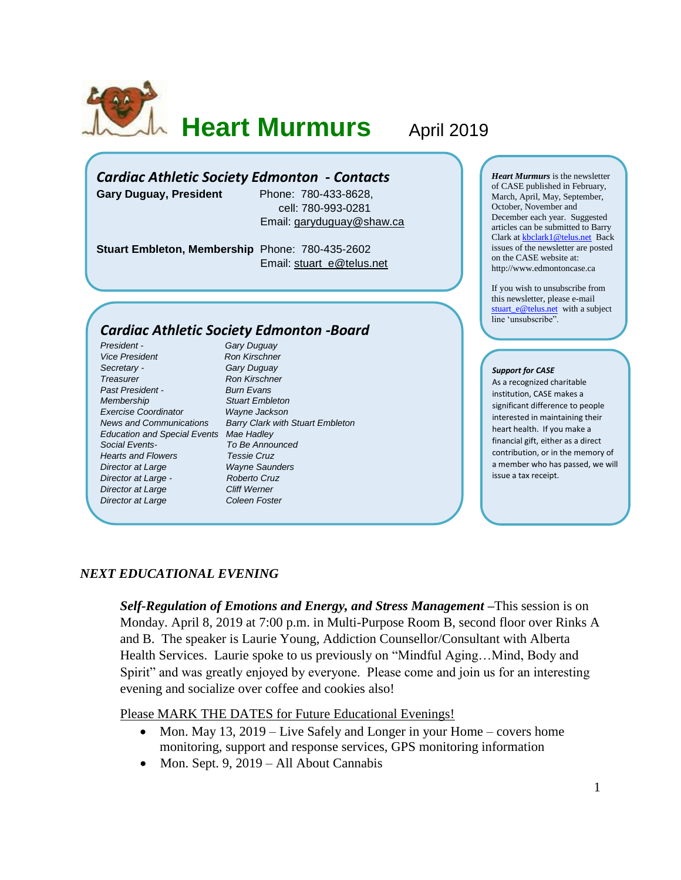# Heart Murmurs

April 2019

## Cardiac Athletic Society Edmonton - Contacts

**Gary Duguay, President** Phone: 780-433-8628,
cell: 780-993-0281
Email: garyduguay@shaw.ca

**Stuart Embleton, Membership** Phone: 780-435-2602
Email: stuart_e@telus.net

## Cardiac Athletic Society Edmonton -Board

| | |
|---|---|
| *President -* | *Gary Duguay* |
| *Vice President* | *Ron Kirschner* |
| *Secretary -* | *Gary Duguay* |
| *Treasurer* | *Ron Kirschner* |
| *Past President -* | *Burn Evans* |
| *Membership* | *Stuart Embleton* |
| *Exercise Coordinator* | *Wayne Jackson* |
| *News and Communications* | *Barry Clark with Stuart Embleton* |
| *Education and Special Events* | *Mae Hadley* |
| *Social Events-* | *To Be Announced* |
| *Hearts and Flowers* | *Tessie Cruz* |
| *Director at Large* | *Wayne Saunders* |
| *Director at Large -* | *Roberto Cruz* |
| *Director at Large* | *Cliff Werner* |
| *Director at Large* | *Coleen Foster* |

***Heart Murmurs*** is the newsletter of CASE published in February, March, April, May, September, October, November and December each year. Suggested articles can be submitted to Barry Clark at kbclark1@telus.net Back issues of the newsletter are posted on the CASE website at: http://www.edmontoncase.ca

If you wish to unsubscribe from this newsletter, please e-mail stuart_e@telus.net with a subject line 'unsubscribe".

***Support for CASE***

As a recognized charitable institution, CASE makes a significant difference to people interested in maintaining their heart health. If you make a financial gift, either as a direct contribution, or in the memory of a member who has passed, we will issue a tax receipt.

### *NEXT EDUCATIONAL EVENING*

***Self-Regulation of Emotions and Energy, and Stress Management*** –This session is on Monday. April 8, 2019 at 7:00 p.m. in Multi-Purpose Room B, second floor over Rinks A and B. The speaker is Laurie Young, Addiction Counsellor/Consultant with Alberta Health Services. Laurie spoke to us previously on "Mindful Aging…Mind, Body and Spirit" and was greatly enjoyed by everyone. Please come and join us for an interesting evening and socialize over coffee and cookies also!

<u>Please MARK THE DATES for Future Educational Evenings!</u>

- Mon. May 13, 2019 – Live Safely and Longer in your Home – covers home monitoring, support and response services, GPS monitoring information
- Mon. Sept. 9, 2019 – All About Cannabis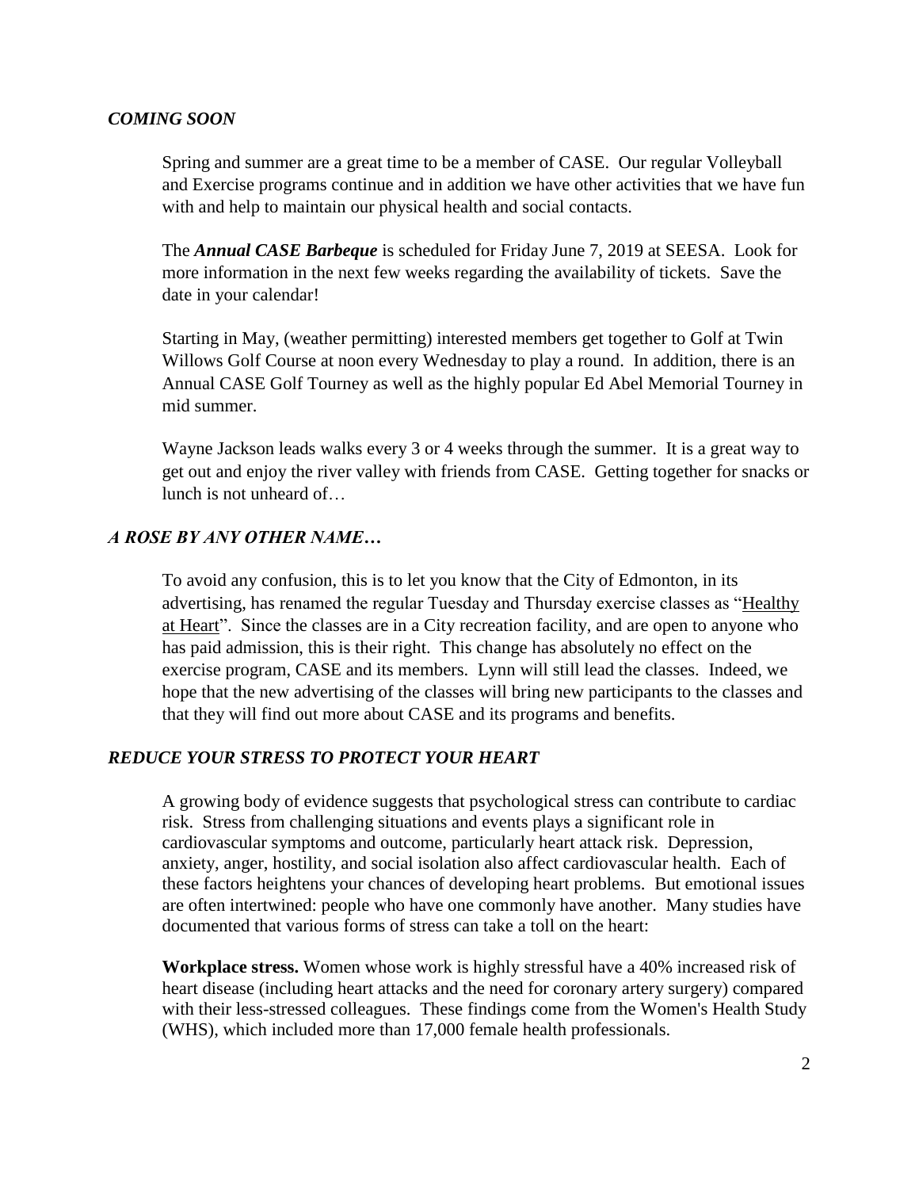## *COMING SOON*

Spring and summer are a great time to be a member of CASE. Our regular Volleyball and Exercise programs continue and in addition we have other activities that we have fun with and help to maintain our physical health and social contacts.

The ***Annual CASE Barbeque*** is scheduled for Friday June 7, 2019 at SEESA. Look for more information in the next few weeks regarding the availability of tickets. Save the date in your calendar!

Starting in May, (weather permitting) interested members get together to Golf at Twin Willows Golf Course at noon every Wednesday to play a round. In addition, there is an Annual CASE Golf Tourney as well as the highly popular Ed Abel Memorial Tourney in mid summer.

Wayne Jackson leads walks every 3 or 4 weeks through the summer. It is a great way to get out and enjoy the river valley with friends from CASE. Getting together for snacks or lunch is not unheard of…

## *A ROSE BY ANY OTHER NAME…*

To avoid any confusion, this is to let you know that the City of Edmonton, in its advertising, has renamed the regular Tuesday and Thursday exercise classes as "Healthy at Heart". Since the classes are in a City recreation facility, and are open to anyone who has paid admission, this is their right. This change has absolutely no effect on the exercise program, CASE and its members. Lynn will still lead the classes. Indeed, we hope that the new advertising of the classes will bring new participants to the classes and that they will find out more about CASE and its programs and benefits.

## *REDUCE YOUR STRESS TO PROTECT YOUR HEART*

A growing body of evidence suggests that psychological stress can contribute to cardiac risk. Stress from challenging situations and events plays a significant role in cardiovascular symptoms and outcome, particularly heart attack risk. Depression, anxiety, anger, hostility, and social isolation also affect cardiovascular health. Each of these factors heightens your chances of developing heart problems. But emotional issues are often intertwined: people who have one commonly have another. Many studies have documented that various forms of stress can take a toll on the heart:

**Workplace stress.** Women whose work is highly stressful have a 40% increased risk of heart disease (including heart attacks and the need for coronary artery surgery) compared with their less-stressed colleagues. These findings come from the Women's Health Study (WHS), which included more than 17,000 female health professionals.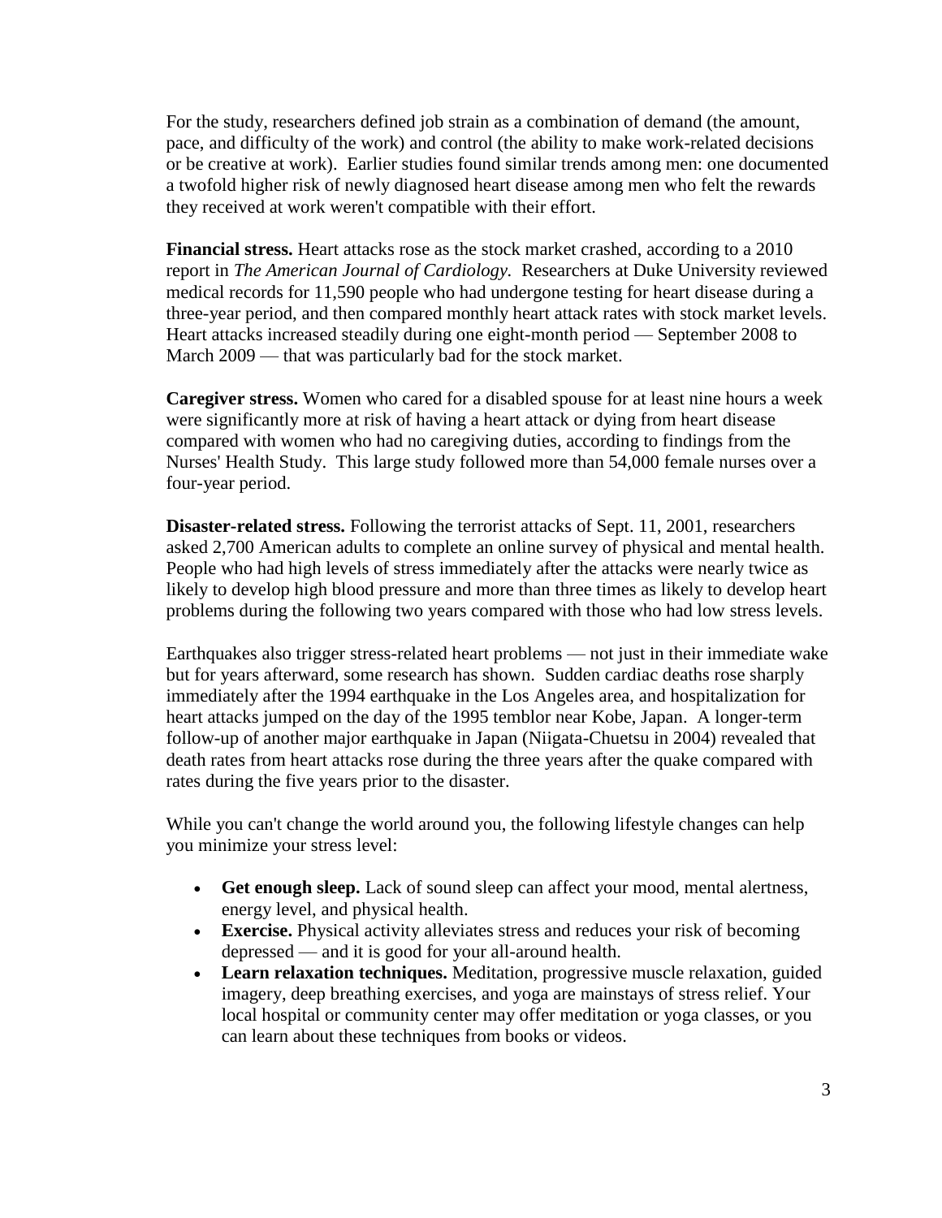For the study, researchers defined job strain as a combination of demand (the amount, pace, and difficulty of the work) and control (the ability to make work-related decisions or be creative at work). Earlier studies found similar trends among men: one documented a twofold higher risk of newly diagnosed heart disease among men who felt the rewards they received at work weren't compatible with their effort.

**Financial stress.** Heart attacks rose as the stock market crashed, according to a 2010 report in *The American Journal of Cardiology.* Researchers at Duke University reviewed medical records for 11,590 people who had undergone testing for heart disease during a three-year period, and then compared monthly heart attack rates with stock market levels. Heart attacks increased steadily during one eight-month period — September 2008 to March 2009 — that was particularly bad for the stock market.

**Caregiver stress.** Women who cared for a disabled spouse for at least nine hours a week were significantly more at risk of having a heart attack or dying from heart disease compared with women who had no caregiving duties, according to findings from the Nurses' Health Study. This large study followed more than 54,000 female nurses over a four-year period.

**Disaster-related stress.** Following the terrorist attacks of Sept. 11, 2001, researchers asked 2,700 American adults to complete an online survey of physical and mental health. People who had high levels of stress immediately after the attacks were nearly twice as likely to develop high blood pressure and more than three times as likely to develop heart problems during the following two years compared with those who had low stress levels.

Earthquakes also trigger stress-related heart problems — not just in their immediate wake but for years afterward, some research has shown. Sudden cardiac deaths rose sharply immediately after the 1994 earthquake in the Los Angeles area, and hospitalization for heart attacks jumped on the day of the 1995 temblor near Kobe, Japan. A longer-term follow-up of another major earthquake in Japan (Niigata-Chuetsu in 2004) revealed that death rates from heart attacks rose during the three years after the quake compared with rates during the five years prior to the disaster.

While you can't change the world around you, the following lifestyle changes can help you minimize your stress level:

- **Get enough sleep.** Lack of sound sleep can affect your mood, mental alertness, energy level, and physical health.
- **Exercise.** Physical activity alleviates stress and reduces your risk of becoming depressed — and it is good for your all-around health.
- **Learn relaxation techniques.** Meditation, progressive muscle relaxation, guided imagery, deep breathing exercises, and yoga are mainstays of stress relief. Your local hospital or community center may offer meditation or yoga classes, or you can learn about these techniques from books or videos.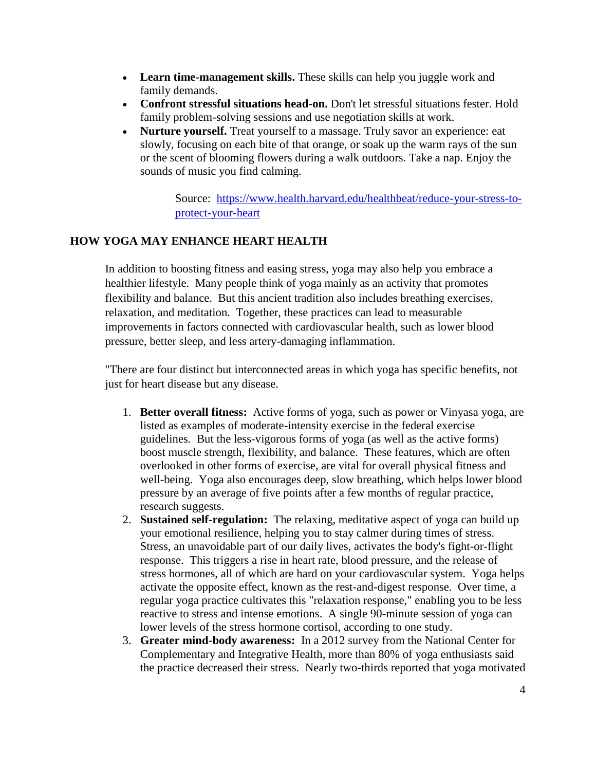- **Learn time-management skills.** These skills can help you juggle work and family demands.
- **Confront stressful situations head-on.** Don't let stressful situations fester. Hold family problem-solving sessions and use negotiation skills at work.
- **Nurture yourself.** Treat yourself to a massage. Truly savor an experience: eat slowly, focusing on each bite of that orange, or soak up the warm rays of the sun or the scent of blooming flowers during a walk outdoors. Take a nap. Enjoy the sounds of music you find calming.

Source: [https://www.health.harvard.edu/healthbeat/reduce-your-stress-to-protect-your-heart](https://www.health.harvard.edu/healthbeat/reduce-your-stress-to-protect-your-heart)

## HOW YOGA MAY ENHANCE HEART HEALTH

In addition to boosting fitness and easing stress, yoga may also help you embrace a healthier lifestyle. Many people think of yoga mainly as an activity that promotes flexibility and balance. But this ancient tradition also includes breathing exercises, relaxation, and meditation. Together, these practices can lead to measurable improvements in factors connected with cardiovascular health, such as lower blood pressure, better sleep, and less artery-damaging inflammation.

"There are four distinct but interconnected areas in which yoga has specific benefits, not just for heart disease but any disease.

1. **Better overall fitness:** Active forms of yoga, such as power or Vinyasa yoga, are listed as examples of moderate-intensity exercise in the federal exercise guidelines. But the less-vigorous forms of yoga (as well as the active forms) boost muscle strength, flexibility, and balance. These features, which are often overlooked in other forms of exercise, are vital for overall physical fitness and well-being. Yoga also encourages deep, slow breathing, which helps lower blood pressure by an average of five points after a few months of regular practice, research suggests.
2. **Sustained self-regulation:** The relaxing, meditative aspect of yoga can build up your emotional resilience, helping you to stay calmer during times of stress. Stress, an unavoidable part of our daily lives, activates the body's fight-or-flight response. This triggers a rise in heart rate, blood pressure, and the release of stress hormones, all of which are hard on your cardiovascular system. Yoga helps activate the opposite effect, known as the rest-and-digest response. Over time, a regular yoga practice cultivates this "relaxation response," enabling you to be less reactive to stress and intense emotions. A single 90-minute session of yoga can lower levels of the stress hormone cortisol, according to one study.
3. **Greater mind-body awareness:** In a 2012 survey from the National Center for Complementary and Integrative Health, more than 80% of yoga enthusiasts said the practice decreased their stress. Nearly two-thirds reported that yoga motivated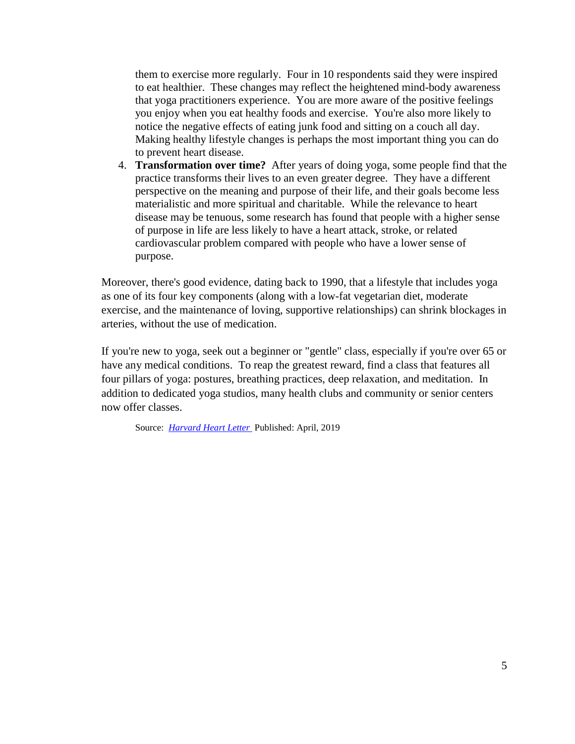them to exercise more regularly. Four in 10 respondents said they were inspired to eat healthier. These changes may reflect the heightened mind-body awareness that yoga practitioners experience. You are more aware of the positive feelings you enjoy when you eat healthy foods and exercise. You're also more likely to notice the negative effects of eating junk food and sitting on a couch all day. Making healthy lifestyle changes is perhaps the most important thing you can do to prevent heart disease.

4. **Transformation over time?** After years of doing yoga, some people find that the practice transforms their lives to an even greater degree. They have a different perspective on the meaning and purpose of their life, and their goals become less materialistic and more spiritual and charitable. While the relevance to heart disease may be tenuous, some research has found that people with a higher sense of purpose in life are less likely to have a heart attack, stroke, or related cardiovascular problem compared with people who have a lower sense of purpose.

Moreover, there's good evidence, dating back to 1990, that a lifestyle that includes yoga as one of its four key components (along with a low-fat vegetarian diet, moderate exercise, and the maintenance of loving, supportive relationships) can shrink blockages in arteries, without the use of medication.

If you're new to yoga, seek out a beginner or "gentle" class, especially if you're over 65 or have any medical conditions. To reap the greatest reward, find a class that features all four pillars of yoga: postures, breathing practices, deep relaxation, and meditation. In addition to dedicated yoga studios, many health clubs and community or senior centers now offer classes.

Source: *Harvard Heart Letter* Published: April, 2019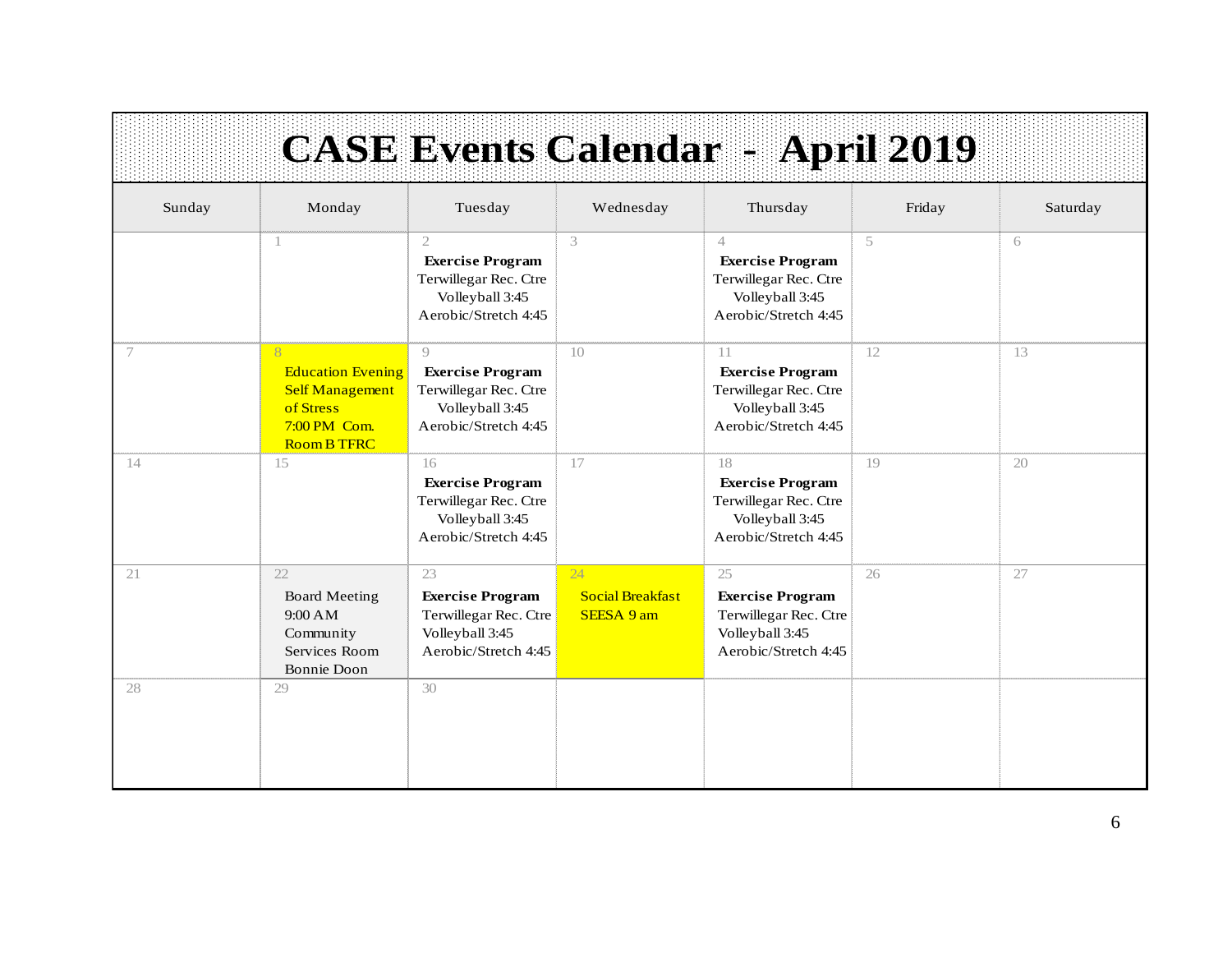# CASE Events Calendar - April 2019

| Sunday | Monday | Tuesday | Wednesday | Thursday | Friday | Saturday |
|---|---|---|---|---|---|---|
| | 1 | 2 **Exercise Program** Terwillegar Rec. Ctre Volleyball 3:45 Aerobic/Stretch 4:45 | 3 | 4 **Exercise Program** Terwillegar Rec. Ctre Volleyball 3:45 Aerobic/Stretch 4:45 | 5 | 6 |
| 7 | 8 Education Evening Self Management of Stress 7:00 PM Com. Room B TFRC | 9 **Exercise Program** Terwillegar Rec. Ctre Volleyball 3:45 Aerobic/Stretch 4:45 | 10 | 11 **Exercise Program** Terwillegar Rec. Ctre Volleyball 3:45 Aerobic/Stretch 4:45 | 12 | 13 |
| 14 | 15 | 16 **Exercise Program** Terwillegar Rec. Ctre Volleyball 3:45 Aerobic/Stretch 4:45 | 17 | 18 **Exercise Program** Terwillegar Rec. Ctre Volleyball 3:45 Aerobic/Stretch 4:45 | 19 | 20 |
| 21 | 22 Board Meeting 9:00 AM Community Services Room Bonnie Doon | 23 **Exercise Program** Terwillegar Rec. Ctre Volleyball 3:45 Aerobic/Stretch 4:45 | 24 Social Breakfast SEESA 9 am | 25 **Exercise Program** Terwillegar Rec. Ctre Volleyball 3:45 Aerobic/Stretch 4:45 | 26 | 27 |
| 28 | 29 | 30 | | | | |